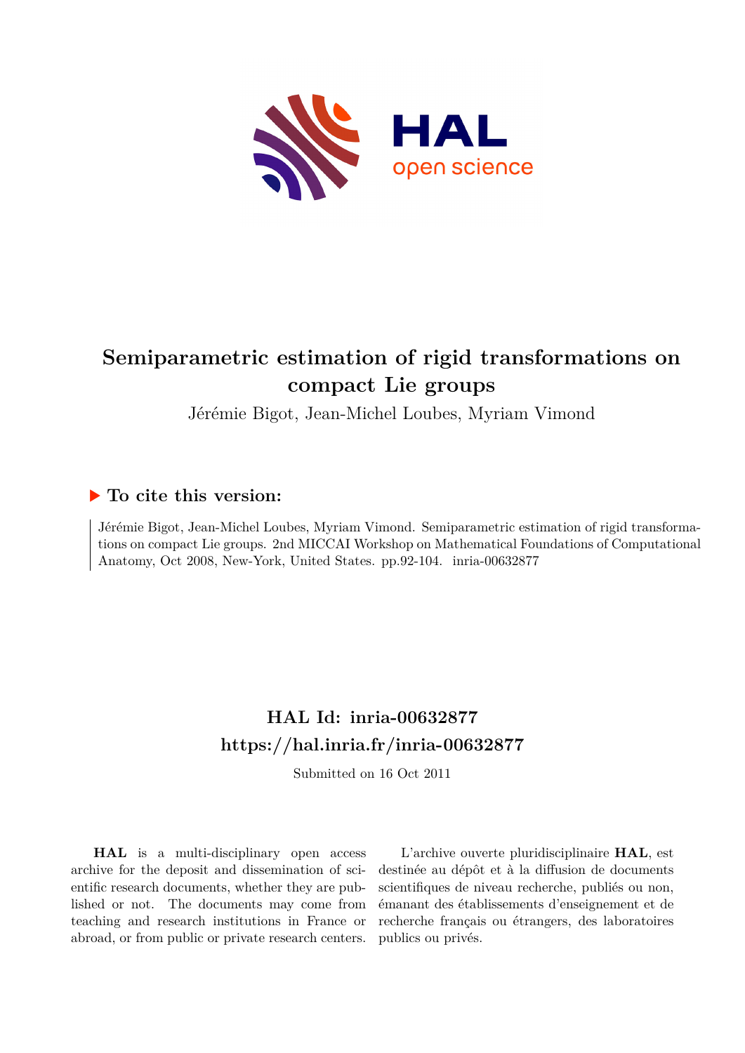# Semiparametric estimation of rigid transformations on compact Lie groups

Jérémie Bigot, Jean-Michel Loubes, Myriam Vimond

## ▶ To cite this version:

Jérémie Bigot, Jean-Michel Loubes, Myriam Vimond. Semiparametric estimation of rigid transformations on compact Lie groups. 2nd MICCAI Workshop on Mathematical Foundations of Computational Anatomy, Oct 2008, New-York, United States. pp.92-104. inria-00632877

## HAL Id: inria-00632877

## https://hal.inria.fr/inria-00632877

Submitted on 16 Oct 2011

**HAL** is a multi-disciplinary open access archive for the deposit and dissemination of scientific research documents, whether they are published or not. The documents may come from teaching and research institutions in France or abroad, or from public or private research centers.

L'archive ouverte pluridisciplinaire **HAL**, est destinée au dépôt et à la diffusion de documents scientifiques de niveau recherche, publiés ou non, émanant des établissements d'enseignement et de recherche français ou étrangers, des laboratoires publics ou privés.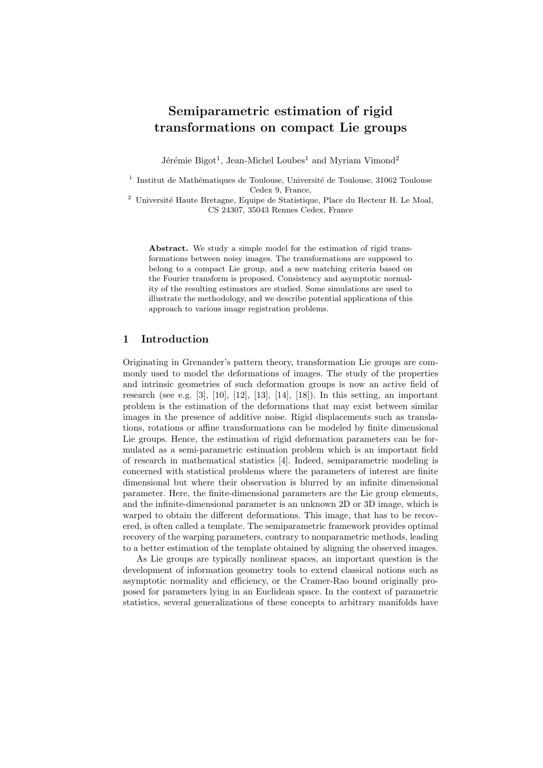# Semiparametric estimation of rigid transformations on compact Lie groups

Jérémie Bigot[1], Jean-Michel Loubes[1] and Myriam Vimond[2]

[1] Institut de Mathématiques de Toulouse, Université de Toulouse, 31062 Toulouse Cedex 9, France,

[2] Université Haute Bretagne, Equipe de Statistique, Place du Recteur H. Le Moal, CS 24307, 35043 Rennes Cedex, France

**Abstract.** We study a simple model for the estimation of rigid transformations between noisy images. The transformations are supposed to belong to a compact Lie group, and a new matching criteria based on the Fourier transform is proposed. Consistency and asymptotic normality of the resulting estimators are studied. Some simulations are used to illustrate the methodology, and we describe potential applications of this approach to various image registration problems.

## 1 Introduction

Originating in Grenander's pattern theory, transformation Lie groups are commonly used to model the deformations of images. The study of the properties and intrinsic geometries of such deformation groups is now an active field of research (see e.g. [3], [10], [12], [13], [14], [18]). In this setting, an important problem is the estimation of the deformations that may exist between similar images in the presence of additive noise. Rigid displacements such as translations, rotations or affine transformations can be modeled by finite dimensional Lie groups. Hence, the estimation of rigid deformation parameters can be formulated as a semi-parametric estimation problem which is an important field of research in mathematical statistics [4]. Indeed, semiparametric modeling is concerned with statistical problems where the parameters of interest are finite dimensional but where their observation is blurred by an infinite dimensional parameter. Here, the finite-dimensional parameters are the Lie group elements, and the infinite-dimensional parameter is an unknown 2D or 3D image, which is warped to obtain the different deformations. This image, that has to be recovered, is often called a template. The semiparametric framework provides optimal recovery of the warping parameters, contrary to nonparametric methods, leading to a better estimation of the template obtained by aligning the observed images.

As Lie groups are typically nonlinear spaces, an important question is the development of information geometry tools to extend classical notions such as asymptotic normality and efficiency, or the Cramer-Rao bound originally proposed for parameters lying in an Euclidean space. In the context of parametric statistics, several generalizations of these concepts to arbitrary manifolds have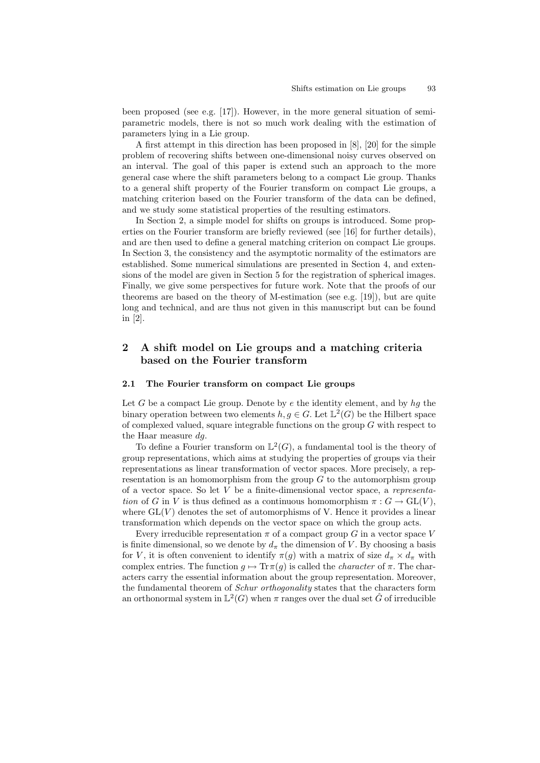been proposed (see e.g. [17]). However, in the more general situation of semi-parametric models, there is not so much work dealing with the estimation of parameters lying in a Lie group.

A first attempt in this direction has been proposed in [8], [20] for the simple problem of recovering shifts between one-dimensional noisy curves observed on an interval. The goal of this paper is extend such an approach to the more general case where the shift parameters belong to a compact Lie group. Thanks to a general shift property of the Fourier transform on compact Lie groups, a matching criterion based on the Fourier transform of the data can be defined, and we study some statistical properties of the resulting estimators.

In Section 2, a simple model for shifts on groups is introduced. Some properties on the Fourier transform are briefly reviewed (see [16] for further details), and are then used to define a general matching criterion on compact Lie groups. In Section 3, the consistency and the asymptotic normality of the estimators are established. Some numerical simulations are presented in Section 4, and extensions of the model are given in Section 5 for the registration of spherical images. Finally, we give some perspectives for future work. Note that the proofs of our theorems are based on the theory of M-estimation (see e.g. [19]), but are quite long and technical, and are thus not given in this manuscript but can be found in [2].

## 2 A shift model on Lie groups and a matching criteria based on the Fourier transform

### 2.1 The Fourier transform on compact Lie groups

Let $G$ be a compact Lie group. Denote by $e$ the identity element, and by $hg$ the binary operation between two elements $h, g \in G$. Let $\mathbb{L}^2(G)$ be the Hilbert space of complexed valued, square integrable functions on the group $G$ with respect to the Haar measure $dg$.

To define a Fourier transform on $\mathbb{L}^2(G)$, a fundamental tool is the theory of group representations, which aims at studying the properties of groups via their representations as linear transformation of vector spaces. More precisely, a representation is an homomorphism from the group $G$ to the automorphism group of a vector space. So let $V$ be a finite-dimensional vector space, a *representation* of $G$ in $V$ is thus defined as a continuous homomorphism $\pi : G \to \mathrm{GL}(V)$, where $\mathrm{GL}(V)$ denotes the set of automorphisms of V. Hence it provides a linear transformation which depends on the vector space on which the group acts.

Every irreducible representation $\pi$ of a compact group $G$ in a vector space $V$ is finite dimensional, so we denote by $d_\pi$ the dimension of $V$. By choosing a basis for $V$, it is often convenient to identify $\pi(g)$ with a matrix of size $d_\pi \times d_\pi$ with complex entries. The function $g \mapsto \mathrm{Tr}\,\pi(g)$ is called the *character* of $\pi$. The characters carry the essential information about the group representation. Moreover, the fundamental theorem of *Schur orthogonality* states that the characters form an orthonormal system in $\mathbb{L}^2(G)$ when $\pi$ ranges over the dual set $\hat{G}$ of irreducible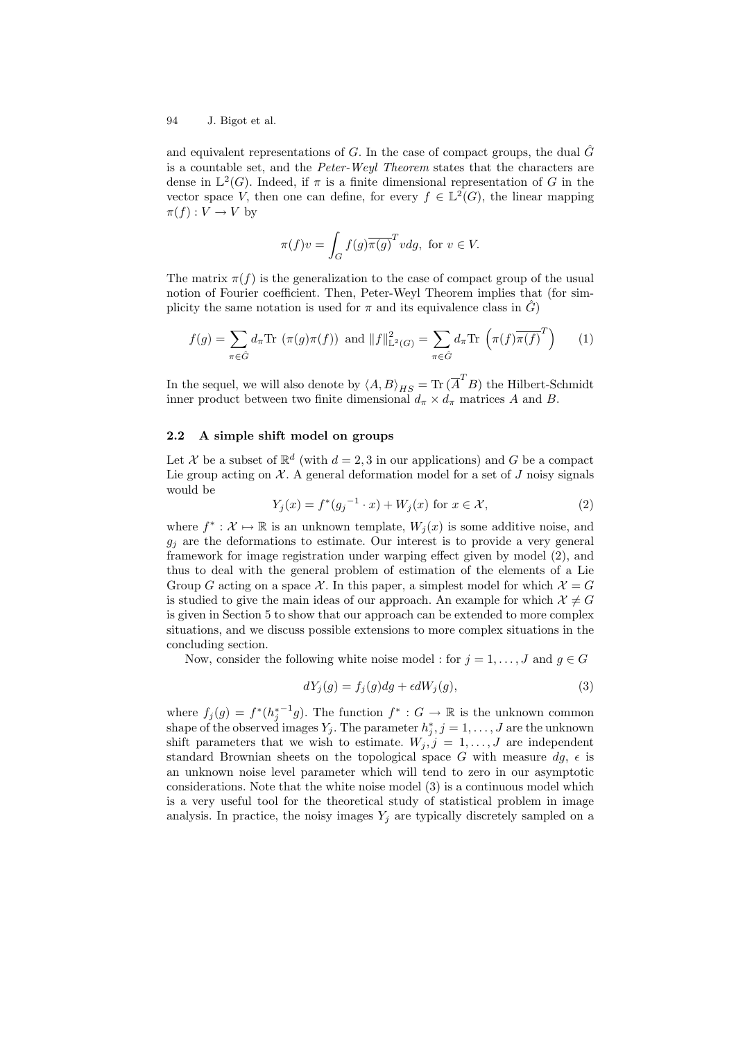and equivalent representations of $G$. In the case of compact groups, the dual $\hat{G}$ is a countable set, and the *Peter-Weyl Theorem* states that the characters are dense in $\mathbb{L}^2(G)$. Indeed, if $\pi$ is a finite dimensional representation of $G$ in the vector space $V$, then one can define, for every $f \in \mathbb{L}^2(G)$, the linear mapping $\pi(f) : V \to V$ by

$$\pi(f)v = \int_G f(g)\overline{\pi(g)}^T v dg, \text{ for } v \in V.$$

The matrix $\pi(f)$ is the generalization to the case of compact group of the usual notion of Fourier coefficient. Then, Peter-Weyl Theorem implies that (for simplicity the same notation is used for $\pi$ and its equivalence class in $\hat{G}$)

$$f(g) = \sum_{\pi \in \hat{G}} d_\pi \text{Tr}\ (\pi(g)\pi(f)) \text{ and } \|f\|^2_{\mathbb{L}^2(G)} = \sum_{\pi \in \hat{G}} d_\pi \text{Tr}\ \left(\pi(f)\overline{\pi(f)}^T\right) \quad (1)$$

In the sequel, we will also denote by $\langle A, B \rangle_{HS} = \text{Tr}\ (\overline{A}^T B)$ the Hilbert-Schmidt inner product between two finite dimensional $d_\pi \times d_\pi$ matrices $A$ and $B$.

### 2.2 A simple shift model on groups

Let $\mathcal{X}$ be a subset of $\mathbb{R}^d$ (with $d = 2, 3$ in our applications) and $G$ be a compact Lie group acting on $\mathcal{X}$. A general deformation model for a set of $J$ noisy signals would be

$$Y_j(x) = f^*({g_j}^{-1} \cdot x) + W_j(x) \text{ for } x \in \mathcal{X}, \quad (2)$$

where $f^* : \mathcal{X} \mapsto \mathbb{R}$ is an unknown template, $W_j(x)$ is some additive noise, and $g_j$ are the deformations to estimate. Our interest is to provide a very general framework for image registration under warping effect given by model (2), and thus to deal with the general problem of estimation of the elements of a Lie Group $G$ acting on a space $\mathcal{X}$. In this paper, a simplest model for which $\mathcal{X} = G$ is studied to give the main ideas of our approach. An example for which $\mathcal{X} \neq G$ is given in Section 5 to show that our approach can be extended to more complex situations, and we discuss possible extensions to more complex situations in the concluding section.

Now, consider the following white noise model : for $j = 1, \ldots, J$ and $g \in G$

$$dY_j(g) = f_j(g)dg + \epsilon dW_j(g), \quad (3)$$

where $f_j(g) = f^*({h_j^*}^{-1}g)$. The function $f^* : G \to \mathbb{R}$ is the unknown common shape of the observed images $Y_j$. The parameter $h_j^*, j = 1, \ldots, J$ are the unknown shift parameters that we wish to estimate. $W_j, j = 1, \ldots, J$ are independent standard Brownian sheets on the topological space $G$ with measure $dg$, $\epsilon$ is an unknown noise level parameter which will tend to zero in our asymptotic considerations. Note that the white noise model (3) is a continuous model which is a very useful tool for the theoretical study of statistical problem in image analysis. In practice, the noisy images $Y_j$ are typically discretely sampled on a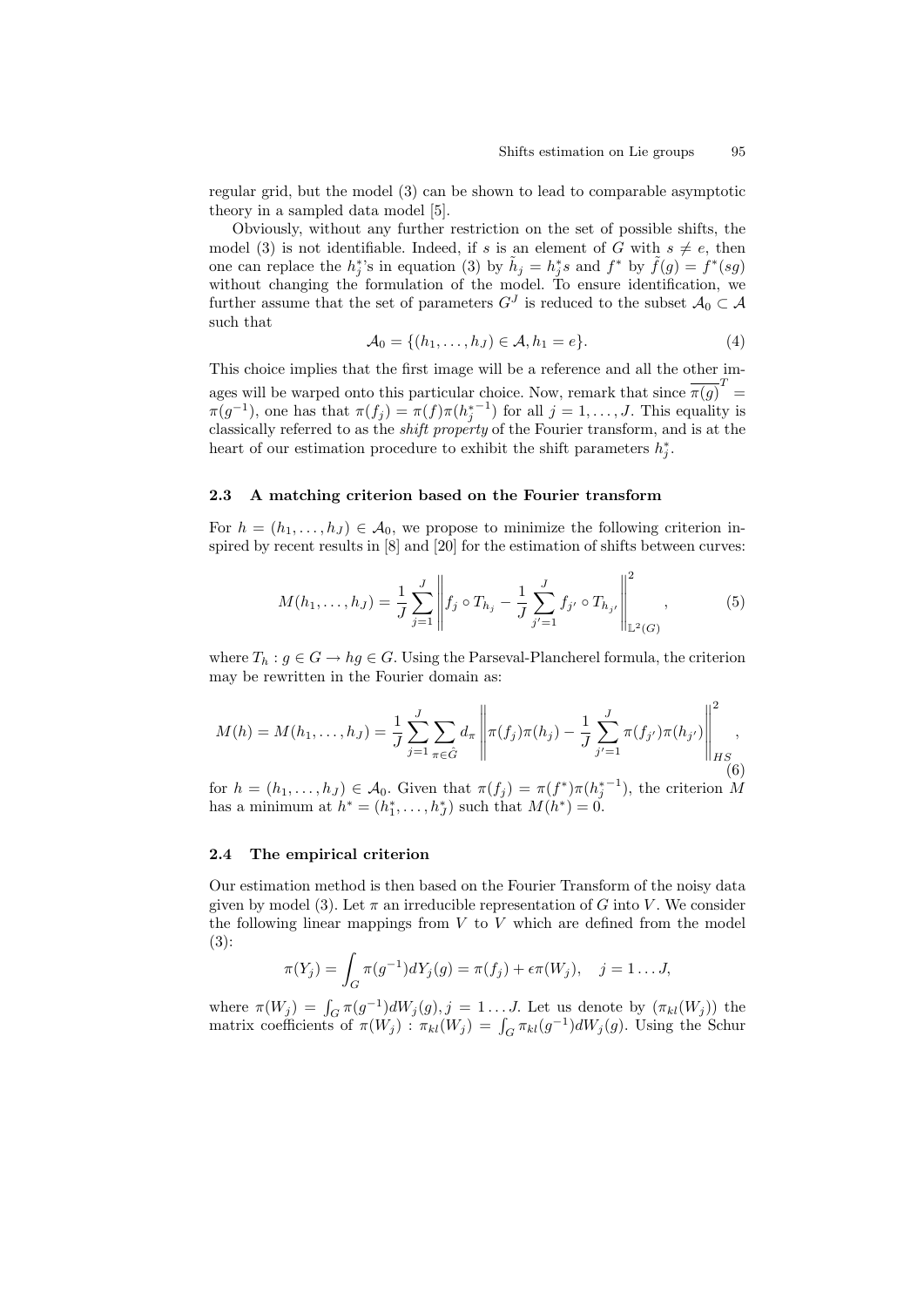regular grid, but the model (3) can be shown to lead to comparable asymptotic theory in a sampled data model [5].

Obviously, without any further restriction on the set of possible shifts, the model (3) is not identifiable. Indeed, if $s$ is an element of $G$ with $s \neq e$, then one can replace the $h_j^*$'s in equation (3) by $\tilde{h}_j = h_j^* s$ and $f^*$ by $\tilde{f}(g) = f^*(sg)$ without changing the formulation of the model. To ensure identification, we further assume that the set of parameters $G^J$ is reduced to the subset $\mathcal{A}_0 \subset \mathcal{A}$ such that

$$\mathcal{A}_0 = \{(h_1, \ldots, h_J) \in \mathcal{A}, h_1 = e\}. \tag{4}$$

This choice implies that the first image will be a reference and all the other images will be warped onto this particular choice. Now, remark that since $\overline{\pi(g)}^T = \pi(g^{-1})$, one has that $\pi(f_j) = \pi(f)\pi(h_j^{*-1})$ for all $j = 1, \ldots, J$. This equality is classically referred to as the *shift property* of the Fourier transform, and is at the heart of our estimation procedure to exhibit the shift parameters $h_j^*$.

### 2.3 A matching criterion based on the Fourier transform

For $h = (h_1, \ldots, h_J) \in \mathcal{A}_0$, we propose to minimize the following criterion inspired by recent results in [8] and [20] for the estimation of shifts between curves:

$$M(h_1, \ldots, h_J) = \frac{1}{J} \sum_{j=1}^{J} \left\| f_j \circ T_{h_j} - \frac{1}{J} \sum_{j'=1}^{J} f_{j'} \circ T_{h_{j'}} \right\|_{\mathbb{L}^2(G)}^2, \tag{5}$$

where $T_h : g \in G \to hg \in G$. Using the Parseval-Plancherel formula, the criterion may be rewritten in the Fourier domain as:

$$M(h) = M(h_1, \ldots, h_J) = \frac{1}{J} \sum_{j=1}^{J} \sum_{\pi \in \hat{G}} d_\pi \left\| \pi(f_j)\pi(h_j) - \frac{1}{J} \sum_{j'=1}^{J} \pi(f_{j'})\pi(h_{j'}) \right\|_{HS}^2, \tag{6}$$

for $h = (h_1, \ldots, h_J) \in \mathcal{A}_0$. Given that $\pi(f_j) = \pi(f^*)\pi(h_j^{*-1})$, the criterion $M$ has a minimum at $h^* = (h_1^*, \ldots, h_J^*)$ such that $M(h^*) = 0$.

### 2.4 The empirical criterion

Our estimation method is then based on the Fourier Transform of the noisy data given by model (3). Let $\pi$ an irreducible representation of $G$ into $V$. We consider the following linear mappings from $V$ to $V$ which are defined from the model (3):

$$\pi(Y_j) = \int_G \pi(g^{-1}) dY_j(g) = \pi(f_j) + \epsilon \pi(W_j), \quad j = 1 \ldots J,$$

where $\pi(W_j) = \int_G \pi(g^{-1}) dW_j(g), j = 1 \ldots J$. Let us denote by $(\pi_{kl}(W_j))$ the matrix coefficients of $\pi(W_j)$ : $\pi_{kl}(W_j) = \int_G \pi_{kl}(g^{-1}) dW_j(g)$. Using the Schur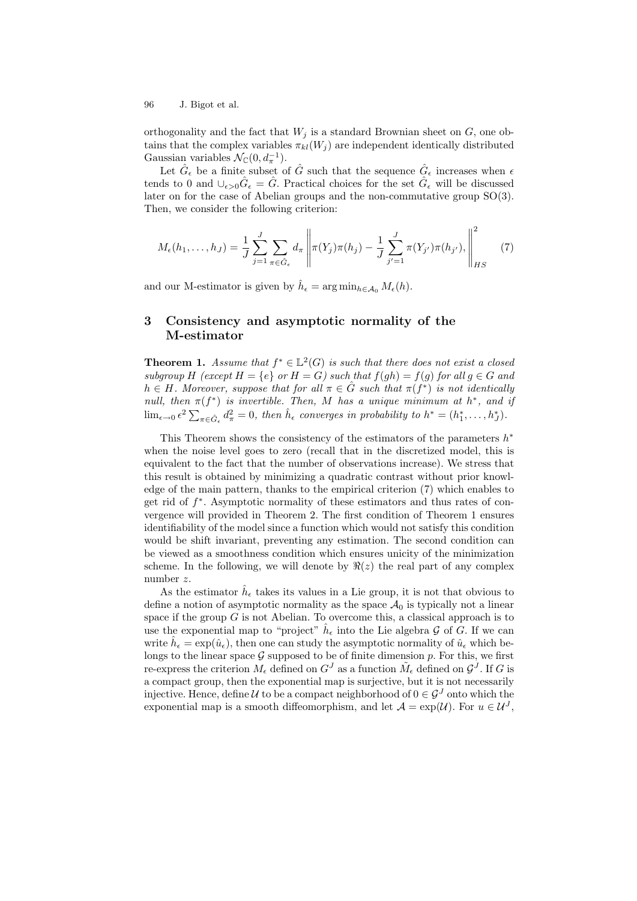orthogonality and the fact that $W_j$ is a standard Brownian sheet on $G$, one obtains that the complex variables $\pi_{kl}(W_j)$ are independent identically distributed Gaussian variables $\mathcal{N}_{\mathbb{C}}(0, d_\pi^{-1})$.

Let $\hat{G}_\epsilon$ be a finite subset of $\hat{G}$ such that the sequence $\hat{G}_\epsilon$ increases when $\epsilon$ tends to 0 and $\cup_{\epsilon>0}\hat{G}_\epsilon = \hat{G}$. Practical choices for the set $\hat{G}_\epsilon$ will be discussed later on for the case of Abelian groups and the non-commutative group SO(3). Then, we consider the following criterion:

$$M_\epsilon(h_1, \ldots, h_J) = \frac{1}{J}\sum_{j=1}^{J}\sum_{\pi \in \hat{G}_\epsilon} d_\pi \left\| \pi(Y_j)\pi(h_j) - \frac{1}{J}\sum_{j'=1}^{J}\pi(Y_{j'})\pi(h_{j'}), \right\|_{HS}^2 \tag{7}$$

and our M-estimator is given by $\hat{h}_\epsilon = \arg\min_{h \in \mathcal{A}_0} M_\epsilon(h)$.

## 3 Consistency and asymptotic normality of the M-estimator

**Theorem 1.** *Assume that $f^* \in \mathbb{L}^2(G)$ is such that there does not exist a closed subgroup $H$ (except $H = \{e\}$ or $H = G$) such that $f(gh) = f(g)$ for all $g \in G$ and $h \in H$. Moreover, suppose that for all $\pi \in \hat{G}$ such that $\pi(f^*)$ is not identically null, then $\pi(f^*)$ is invertible. Then, $M$ has a unique minimum at $h^*$, and if $\lim_{\epsilon \to 0} \epsilon^2 \sum_{\pi \in \hat{G}_\epsilon} d_\pi^2 = 0$, then $\hat{h}_\epsilon$ converges in probability to $h^* = (h_1^*, \ldots, h_J^*)$.*

This Theorem shows the consistency of the estimators of the parameters $h^*$ when the noise level goes to zero (recall that in the discretized model, this is equivalent to the fact that the number of observations increase). We stress that this result is obtained by minimizing a quadratic contrast without prior knowledge of the main pattern, thanks to the empirical criterion (7) which enables to get rid of $f^*$. Asymptotic normality of these estimators and thus rates of convergence will provided in Theorem 2. The first condition of Theorem 1 ensures identifiability of the model since a function which would not satisfy this condition would be shift invariant, preventing any estimation. The second condition can be viewed as a smoothness condition which ensures unicity of the minimization scheme. In the following, we will denote by $\Re(z)$ the real part of any complex number $z$.

As the estimator $\hat{h}_\epsilon$ takes its values in a Lie group, it is not that obvious to define a notion of asymptotic normality as the space $\mathcal{A}_0$ is typically not a linear space if the group $G$ is not Abelian. To overcome this, a classical approach is to use the exponential map to "project" $\hat{h}_\epsilon$ into the Lie algebra $\mathcal{G}$ of $G$. If we can write $\hat{h}_\epsilon = \exp(\hat{u}_\epsilon)$, then one can study the asymptotic normality of $\hat{u}_\epsilon$ which belongs to the linear space $\mathcal{G}$ supposed to be of finite dimension $p$. For this, we first re-express the criterion $M_\epsilon$ defined on $G^J$ as a function $\tilde{M}_\epsilon$ defined on $\mathcal{G}^J$. If $G$ is a compact group, then the exponential map is surjective, but it is not necessarily injective. Hence, define $\mathcal{U}$ to be a compact neighborhood of $0 \in \mathcal{G}^J$ onto which the exponential map is a smooth diffeomorphism, and let $\mathcal{A} = \exp(\mathcal{U})$. For $u \in \mathcal{U}^J$,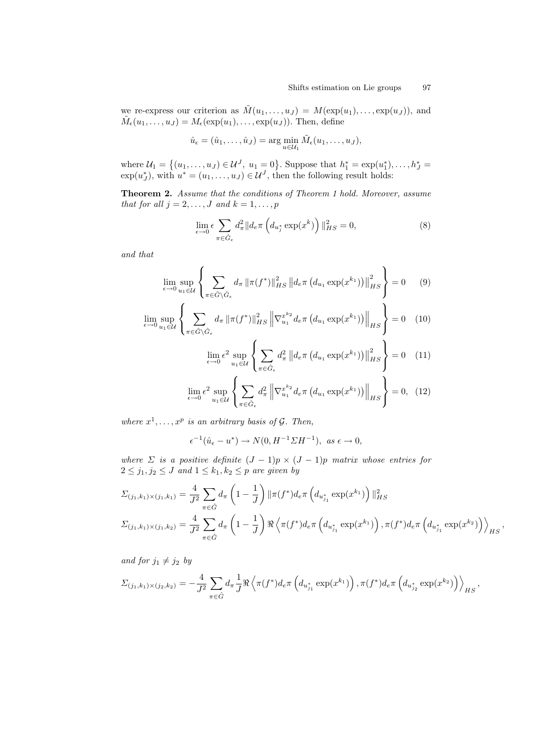we re-express our criterion as $\tilde{M}(u_1,\ldots,u_J) = M(\exp(u_1),\ldots,\exp(u_J))$, and $\tilde{M}_\epsilon(u_1,\ldots,u_J) = M_\epsilon(\exp(u_1),\ldots,\exp(u_J))$. Then, define

$$\hat{u}_\epsilon = (\hat{u}_1,\ldots,\hat{u}_J) = \arg\min_{u\in\mathcal{U}_1} \tilde{M}_\epsilon(u_1,\ldots,u_J),$$

where $\mathcal{U}_1 = \left\{(u_1,\ldots,u_J) \in \mathcal{U}^J,\ u_1 = 0\right\}$. Suppose that $h_1^* = \exp(u_1^*),\ldots,h_J^* = \exp(u_J^*)$, with $u^* = (u_1,\ldots,u_J) \in \mathcal{U}^J$, then the following result holds:

**Theorem 2.** *Assume that the conditions of Theorem 1 hold. Moreover, assume that for all $j = 2,\ldots,J$ and $k = 1,\ldots,p$*

$$\lim_{\epsilon\to 0} \epsilon \sum_{\pi\in\hat{G}_\epsilon} d_\pi^2 \|d_e\pi\left(d_{u_j^*}\exp(x^k)\right)\|_{HS}^2 = 0, \tag{8}$$

*and that*

$$\lim_{\epsilon\to 0}\sup_{u_1\in\mathcal{U}}\left\{\sum_{\pi\in\hat{G}\setminus\hat{G}_\epsilon} d_\pi \left\|\pi(f^*)\right\|_{HS}^2 \left\|d_e\pi\left(d_{u_1}\exp(x^{k_1})\right)\right\|_{HS}^2\right\} = 0 \tag{9}$$

$$\lim_{\epsilon\to 0}\sup_{u_1\in\mathcal{U}}\left\{\sum_{\pi\in\hat{G}\setminus\hat{G}_\epsilon} d_\pi \left\|\pi(f^*)\right\|_{HS}^2 \left\|\nabla_{u_1}^{x^{k_2}} d_e\pi\left(d_{u_1}\exp(x^{k_1})\right)\right\|_{HS}\right\} = 0 \tag{10}$$

$$\lim_{\epsilon\to 0}\epsilon^2\sup_{u_1\in\mathcal{U}}\left\{\sum_{\pi\in\hat{G}_\epsilon} d_\pi^2 \left\|d_e\pi\left(d_{u_1}\exp(x^{k_1})\right)\right\|_{HS}^2\right\} = 0 \tag{11}$$

$$\lim_{\epsilon\to 0}\epsilon^2\sup_{u_1\in\mathcal{U}}\left\{\sum_{\pi\in\hat{G}_\epsilon} d_\pi^2 \left\|\nabla_{u_1}^{x^{k_2}} d_e\pi\left(d_{u_1}\exp(x^{k_1})\right)\right\|_{HS}\right\} = 0, \tag{12}$$

*where $x^1,\ldots,x^p$ is an arbitrary basis of $\mathcal{G}$. Then,*

$$\epsilon^{-1}(\hat{u}_\epsilon - u^*) \to N(0, H^{-1}\Sigma H^{-1}),\ \text{as } \epsilon\to 0,$$

*where $\Sigma$ is a positive definite $(J-1)p\times(J-1)p$ matrix whose entries for $2 \le j_1, j_2 \le J$ and $1\le k_1,k_2\le p$ are given by*

$$\Sigma_{(j_1,k_1)\times(j_1,k_1)} = \frac{4}{J^2}\sum_{\pi\in\hat{G}} d_\pi\left(1-\frac{1}{J}\right)\|\pi(f^*)d_e\pi\left(d_{u_{j_1}^*}\exp(x^{k_1})\right)\|_{HS}^2$$

$$\Sigma_{(j_1,k_1)\times(j_1,k_2)} = \frac{4}{J^2}\sum_{\pi\in\hat{G}} d_\pi\left(1-\frac{1}{J}\right)\Re\left\langle \pi(f^*)d_e\pi\left(d_{u_{j_1}^*}\exp(x^{k_1})\right), \pi(f^*)d_e\pi\left(d_{u_{j_1}^*}\exp(x^{k_2})\right)\right\rangle_{HS},$$

*and for $j_1\neq j_2$ by*

$$\Sigma_{(j_1,k_1)\times(j_2,k_2)} = -\frac{4}{J^2}\sum_{\pi\in\hat{G}} d_\pi \frac{1}{J}\Re\left\langle \pi(f^*)d_e\pi\left(d_{u_{j_1}^*}\exp(x^{k_1})\right), \pi(f^*)d_e\pi\left(d_{u_{j_2}^*}\exp(x^{k_2})\right)\right\rangle_{HS},$$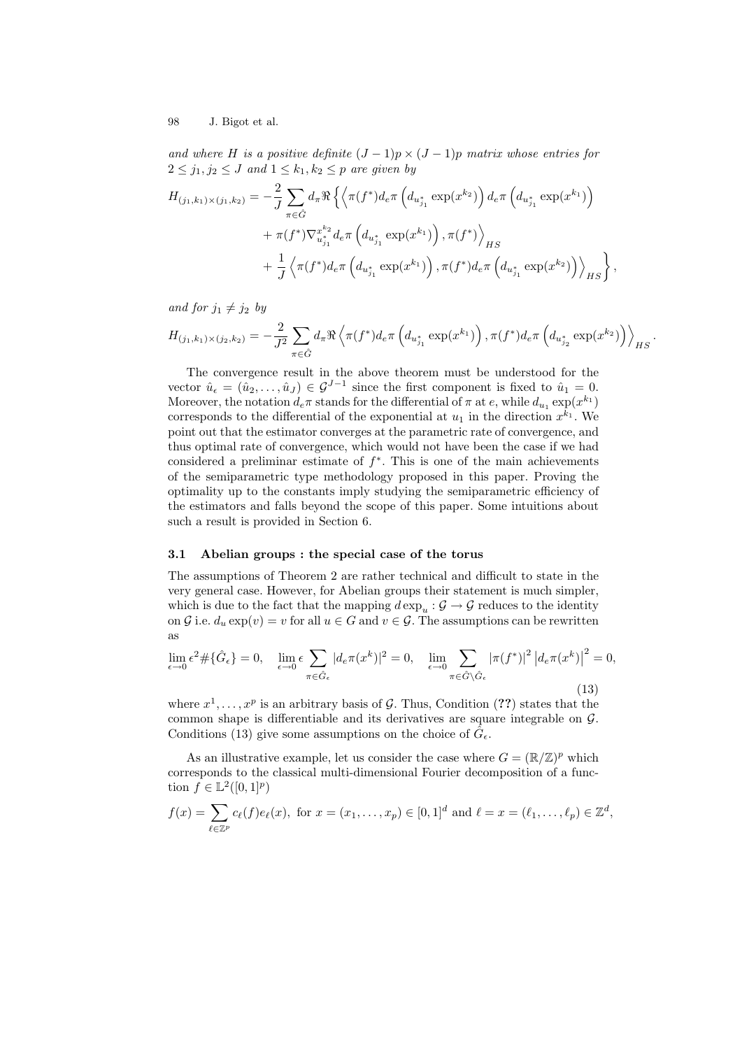*and where $H$ is a positive definite $(J-1)p \times (J-1)p$ matrix whose entries for $2 \leq j_1, j_2 \leq J$ and $1 \leq k_1, k_2 \leq p$ are given by*

$$
\begin{aligned}
H_{(j_1,k_1)\times(j_1,k_2)} = -\frac{2}{J} \sum_{\pi \in \hat{G}} d_\pi \Re \Big\{ \Big\langle & \pi(f^*) d_e\pi \left( d_{u^*_{j_1}} \exp(x^{k_2}) \right) d_e\pi \left( d_{u^*_{j_1}} \exp(x^{k_1}) \right) \\
& + \pi(f^*) \nabla^{x^{k_2}}_{u^*_{j_1}} d_e\pi \left( d_{u^*_{j_1}} \exp(x^{k_1}) \right), \pi(f^*) \Big\rangle_{HS} \\
& + \frac{1}{J} \left\langle \pi(f^*) d_e\pi \left( d_{u^*_{j_1}} \exp(x^{k_1}) \right), \pi(f^*) d_e\pi \left( d_{u^*_{j_1}} \exp(x^{k_2}) \right) \right\rangle_{HS} \Big\},
\end{aligned}
$$

*and for $j_1 \neq j_2$ by*

$$
H_{(j_1,k_1)\times(j_2,k_2)} = -\frac{2}{J^2} \sum_{\pi \in \hat{G}} d_\pi \Re \left\langle \pi(f^*) d_e\pi \left( d_{u^*_{j_1}} \exp(x^{k_1}) \right), \pi(f^*) d_e\pi \left( d_{u^*_{j_2}} \exp(x^{k_2}) \right) \right\rangle_{HS}.
$$

The convergence result in the above theorem must be understood for the vector $\hat{u}_\epsilon = (\hat{u}_2, \ldots, \hat{u}_J) \in \mathcal{G}^{J-1}$ since the first component is fixed to $\hat{u}_1 = 0$. Moreover, the notation $d_e\pi$ stands for the differential of $\pi$ at $e$, while $d_{u_1} \exp(x^{k_1})$ corresponds to the differential of the exponential at $u_1$ in the direction $x^{k_1}$. We point out that the estimator converges at the parametric rate of convergence, and thus optimal rate of convergence, which would not have been the case if we had considered a preliminar estimate of $f^*$. This is one of the main achievements of the semiparametric type methodology proposed in this paper. Proving the optimality up to the constants imply studying the semiparametric efficiency of the estimators and falls beyond the scope of this paper. Some intuitions about such a result is provided in Section 6.

### 3.1 Abelian groups : the special case of the torus

The assumptions of Theorem 2 are rather technical and difficult to state in the very general case. However, for Abelian groups their statement is much simpler, which is due to the fact that the mapping $d\exp_u : \mathcal{G} \to \mathcal{G}$ reduces to the identity on $\mathcal{G}$ i.e. $d_u \exp(v) = v$ for all $u \in G$ and $v \in \mathcal{G}$. The assumptions can be rewritten as

$$
\lim_{\epsilon \to 0} \epsilon^2 \#\{\hat{G}_\epsilon\} = 0, \quad \lim_{\epsilon \to 0} \epsilon \sum_{\pi \in \hat{G}_\epsilon} |d_e\pi(x^k)|^2 = 0, \quad \lim_{\epsilon \to 0} \sum_{\pi \in \hat{G} \setminus \hat{G}_\epsilon} |\pi(f^*)|^2 \left| d_e\pi(x^k) \right|^2 = 0, \tag{13}
$$

where $x^1, \ldots, x^p$ is an arbitrary basis of $\mathcal{G}$. Thus, Condition (**??**) states that the common shape is differentiable and its derivatives are square integrable on $\mathcal{G}$. Conditions (13) give some assumptions on the choice of $\hat{G}_\epsilon$.

As an illustrative example, let us consider the case where $G = (\mathbb{R}/\mathbb{Z})^p$ which corresponds to the classical multi-dimensional Fourier decomposition of a function $f \in \mathbb{L}^2([0,1]^p)$

$$
f(x) = \sum_{\ell \in \mathbb{Z}^p} c_\ell(f) e_\ell(x), \text{ for } x = (x_1, \ldots, x_p) \in [0,1]^d \text{ and } \ell = x = (\ell_1, \ldots, \ell_p) \in \mathbb{Z}^d,
$$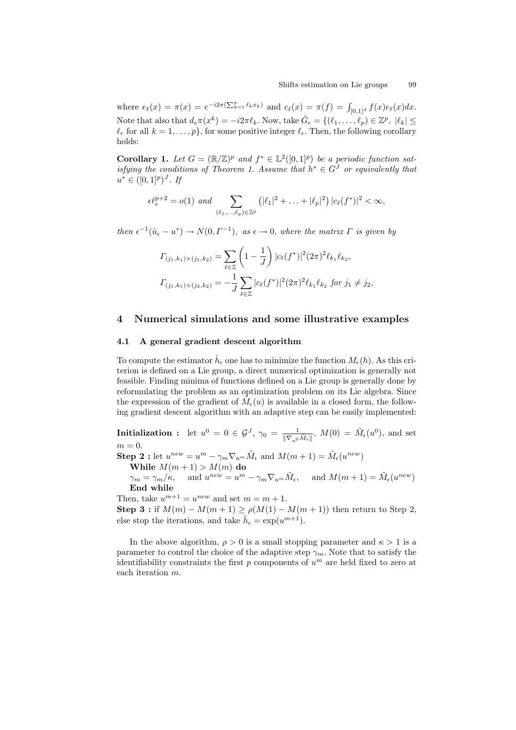where $e_\ell(x) = \pi(x) = e^{-i2\pi(\sum_{k=1}^{p} \ell_k x_k)}$ and $c_\ell(x) = \pi(f) = \int_{[0,1]^d} f(x) e_\ell(x) dx$. Note that also that $d_e\pi(x^k) = -i2\pi\ell_k$. Now, take $\hat{G}_\epsilon = \{(\ell_1, \ldots, \ell_p) \in \mathbb{Z}^p, \ |\ell_k| \leq \ell_\epsilon$ for all $k = 1, \ldots, p\}$, for some positive integer $\ell_\epsilon$. Then, the following corollary holds:

**Corollary 1.** *Let $G = (\mathbb{R}/\mathbb{Z})^p$ and $f^* \in \mathbb{L}^2([0,1]^p)$ be a periodic function satisfying the conditions of Theorem 1. Assume that $h^* \in G^J$ or equivalently that $u^* \in ([0,1]^p)^J$. If*

$$\epsilon \ell_\epsilon^{p+2} = o(1) \text{ and } \sum_{(\ell_1, \ldots, \ell_p) \in \mathbb{Z}^p} \left(|\ell_1|^2 + \ldots + |\ell_p|^2\right) |c_\ell(f^*)|^2 < \infty,$$

*then $\epsilon^{-1}(\hat{u}_\epsilon - u^*) \to N(0, \Gamma^{-1})$, as $\epsilon \to 0$, where the matrix $\Gamma$ is given by*

$$\Gamma_{(j_1,k_1)\times(j_1,k_2)} = \sum_{\ell \in \mathbb{Z}} \left(1 - \frac{1}{J}\right) |c_\ell(f^*)|^2 (2\pi)^2 \ell_{k_1} \ell_{k_2},$$

$$\Gamma_{(j_1,k_1)\times(j_2,k_2)} = -\frac{1}{J} \sum_{\ell \in \mathbb{Z}} |c_\ell(f^*)|^2 (2\pi)^2 \ell_{k_1} \ell_{k_2} \text{ for } j_1 \neq j_2,$$

## 4 Numerical simulations and some illustrative examples

### 4.1 A general gradient descent algorithm

To compute the estimator $\hat{h}_\epsilon$ one has to minimize the function $M_\epsilon(h)$. As this criterion is defined on a Lie group, a direct numerical optimization is generally not feasible. Finding minima of functions defined on a Lie group is generally done by reformulating the problem as an optimization problem on its Lie algebra. Since the expression of the gradient of $\tilde{M}_\epsilon(u)$ is available in a closed form, the following gradient descent algorithm with an adaptive step can be easily implemented:

**Initialization :** let $u^0 = 0 \in \mathcal{G}^J$, $\gamma_0 = \frac{1}{\|\nabla_{u^0} \tilde{M}_\epsilon\|}$, $M(0) = \tilde{M}_\epsilon(u^0)$, and set $m = 0$.

**Step 2 :** let $u^{new} = u^m - \gamma_m \nabla_{u^m} \tilde{M}_\epsilon$ and $M(m+1) = \tilde{M}_\epsilon(u^{new})$

**While** $M(m+1) > M(m)$ **do**

$\gamma_m = \gamma_m/\kappa$, and $u^{new} = u^m - \gamma_m \nabla_{u^m} \tilde{M}_\epsilon$, and $M(m+1) = \tilde{M}_\epsilon(u^{new})$

**End while**

Then, take $u^{m+1} = u^{new}$ and set $m = m+1$.

**Step 3 :** if $M(m) - M(m+1) \geq \rho(M(1) - M(m+1))$ then return to Step 2, else stop the iterations, and take $\hat{h}_\epsilon = \exp(u^{m+1})$.

In the above algorithm, $\rho > 0$ is a small stopping parameter and $\kappa > 1$ is a parameter to control the choice of the adaptive step $\gamma_m$. Note that to satisfy the identifiability constraints the first $p$ components of $u^m$ are held fixed to zero at each iteration $m$.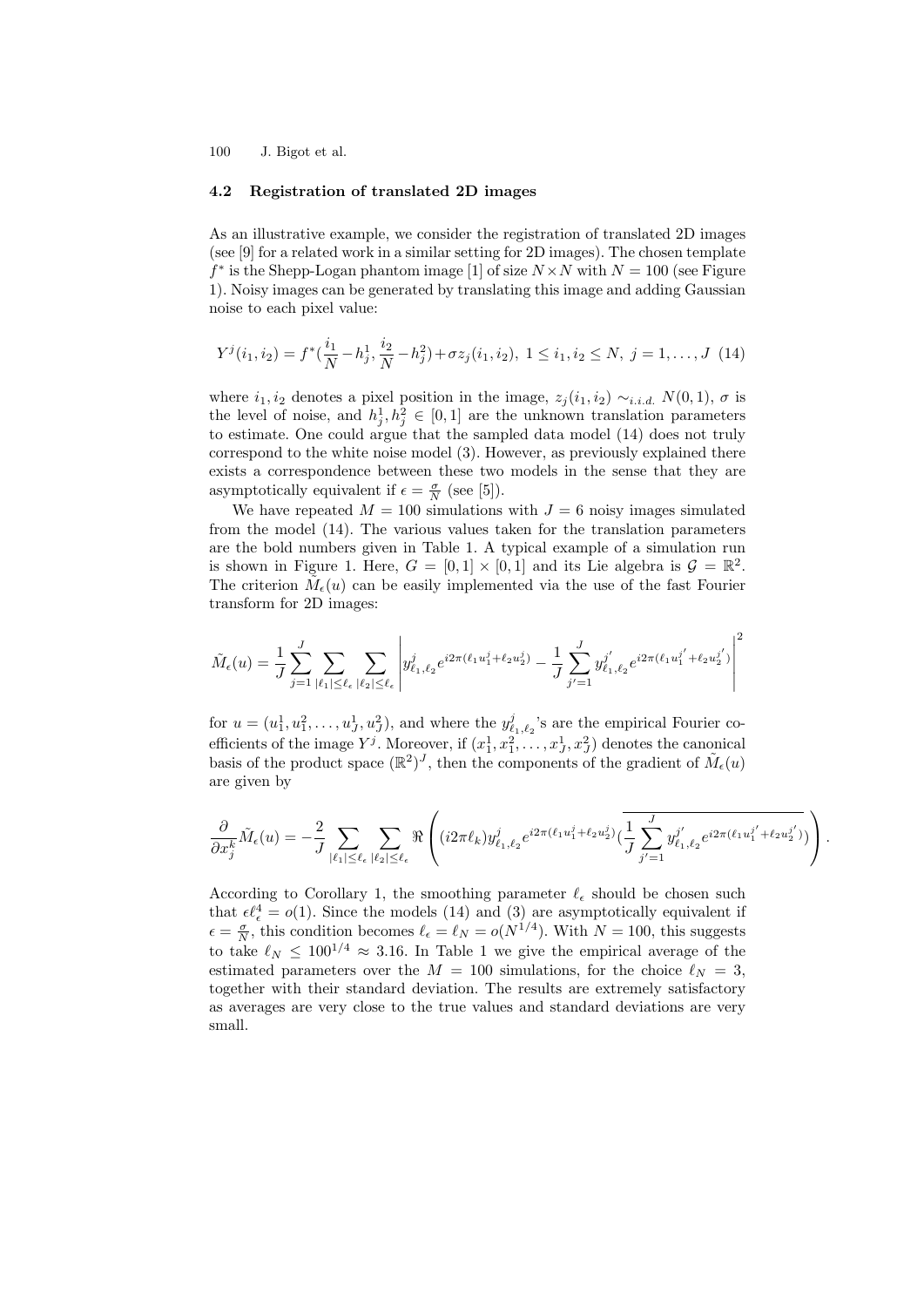### 4.2 Registration of translated 2D images

As an illustrative example, we consider the registration of translated 2D images (see [9] for a related work in a similar setting for 2D images). The chosen template $f^*$ is the Shepp-Logan phantom image [1] of size $N \times N$ with $N = 100$ (see Figure 1). Noisy images can be generated by translating this image and adding Gaussian noise to each pixel value:

$$Y^j(i_1, i_2) = f^*(\frac{i_1}{N} - h_j^1, \frac{i_2}{N} - h_j^2) + \sigma z_j(i_1, i_2),\ 1 \leq i_1, i_2 \leq N,\ j = 1, \ldots, J \quad (14)$$

where $i_1, i_2$ denotes a pixel position in the image, $z_j(i_1, i_2) \sim_{i.i.d.} N(0, 1)$, $\sigma$ is the level of noise, and $h_j^1, h_j^2 \in [0, 1]$ are the unknown translation parameters to estimate. One could argue that the sampled data model (14) does not truly correspond to the white noise model (3). However, as previously explained there exists a correspondence between these two models in the sense that they are asymptotically equivalent if $\epsilon = \frac{\sigma}{N}$ (see [5]).

We have repeated $M = 100$ simulations with $J = 6$ noisy images simulated from the model (14). The various values taken for the translation parameters are the bold numbers given in Table 1. A typical example of a simulation run is shown in Figure 1. Here, $G = [0, 1] \times [0, 1]$ and its Lie algebra is $\mathcal{G} = \mathbb{R}^2$. The criterion $\tilde{M}_\epsilon(u)$ can be easily implemented via the use of the fast Fourier transform for 2D images:

$$\tilde{M}_\epsilon(u) = \frac{1}{J} \sum_{j=1}^{J} \sum_{|\ell_1| \leq \ell_\epsilon} \sum_{|\ell_2| \leq \ell_\epsilon} \left| y_{\ell_1, \ell_2}^j e^{i2\pi(\ell_1 u_1^j + \ell_2 u_2^j)} - \frac{1}{J} \sum_{j'=1}^{J} y_{\ell_1, \ell_2}^{j'} e^{i2\pi(\ell_1 u_1^{j'} + \ell_2 u_2^{j'})} \right|^2$$

for $u = (u_1^1, u_1^2, \ldots, u_J^1, u_J^2)$, and where the $y_{\ell_1, \ell_2}^j$'s are the empirical Fourier coefficients of the image $Y^j$. Moreover, if $(x_1^1, x_1^2, \ldots, x_J^1, x_J^2)$ denotes the canonical basis of the product space $(\mathbb{R}^2)^J$, then the components of the gradient of $\tilde{M}_\epsilon(u)$ are given by

$$\frac{\partial}{\partial x_j^k} \tilde{M}_\epsilon(u) = -\frac{2}{J} \sum_{|\ell_1| \leq \ell_\epsilon} \sum_{|\ell_2| \leq \ell_\epsilon} \Re \left( (i2\pi\ell_k) y_{\ell_1, \ell_2}^j e^{i2\pi(\ell_1 u_1^j + \ell_2 u_2^j)} \overline{(\frac{1}{J} \sum_{j'=1}^{J} y_{\ell_1, \ell_2}^{j'} e^{i2\pi(\ell_1 u_1^{j'} + \ell_2 u_2^{j'})})} \right).$$

According to Corollary 1, the smoothing parameter $\ell_\epsilon$ should be chosen such that $\epsilon \ell_\epsilon^4 = o(1)$. Since the models (14) and (3) are asymptotically equivalent if $\epsilon = \frac{\sigma}{N}$, this condition becomes $\ell_\epsilon = \ell_N = o(N^{1/4})$. With $N = 100$, this suggests to take $\ell_N \leq 100^{1/4} \approx 3.16$. In Table 1 we give the empirical average of the estimated parameters over the $M = 100$ simulations, for the choice $\ell_N = 3$, together with their standard deviation. The results are extremely satisfactory as averages are very close to the true values and standard deviations are very small.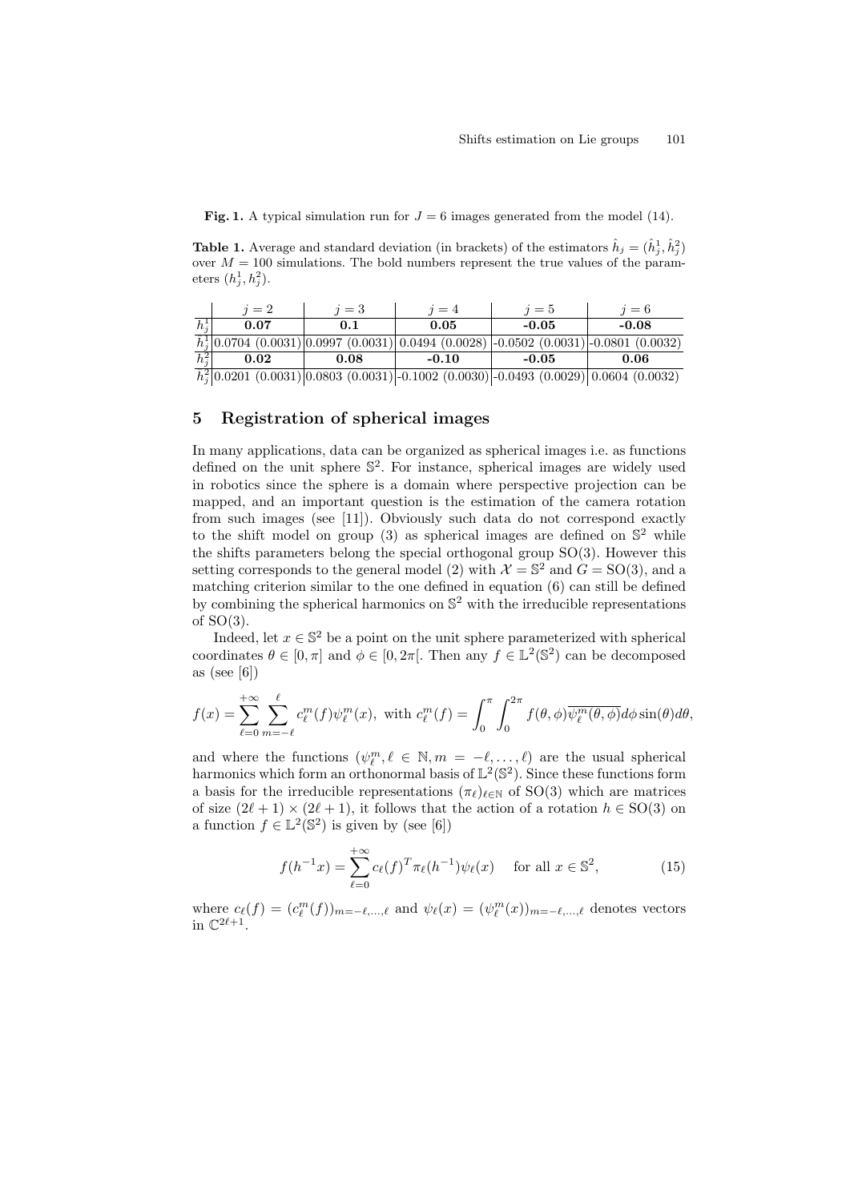**Fig. 1.** A typical simulation run for $J = 6$ images generated from the model (14).

**Table 1.** Average and standard deviation (in brackets) of the estimators $\hat{h}_j = (\hat{h}_j^1, \hat{h}_j^2)$ over $M = 100$ simulations. The bold numbers represent the true values of the parameters $(h_j^1, h_j^2)$.

| | $j = 2$ | $j = 3$ | $j = 4$ | $j = 5$ | $j = 6$ |
|---|---|---|---|---|---|
| $h_j^1$ | **0.07** | **0.1** | **0.05** | **-0.05** | **-0.08** |
| $\hat{h}_j^1$ | 0.0704 (0.0031) | 0.0997 (0.0031) | 0.0494 (0.0028) | -0.0502 (0.0031) | -0.0801 (0.0032) |
| $h_j^2$ | **0.02** | **0.08** | **-0.10** | **-0.05** | **0.06** |
| $\hat{h}_j^2$ | 0.0201 (0.0031) | 0.0803 (0.0031) | -0.1002 (0.0030) | -0.0493 (0.0029) | 0.0604 (0.0032) |

## 5 Registration of spherical images

In many applications, data can be organized as spherical images i.e. as functions defined on the unit sphere $\mathbb{S}^2$. For instance, spherical images are widely used in robotics since the sphere is a domain where perspective projection can be mapped, and an important question is the estimation of the camera rotation from such images (see [11]). Obviously such data do not correspond exactly to the shift model on group (3) as spherical images are defined on $\mathbb{S}^2$ while the shifts parameters belong the special orthogonal group SO(3). However this setting corresponds to the general model (2) with $\mathcal{X} = \mathbb{S}^2$ and $G = \text{SO}(3)$, and a matching criterion similar to the one defined in equation (6) can still be defined by combining the spherical harmonics on $\mathbb{S}^2$ with the irreducible representations of SO(3).

Indeed, let $x \in \mathbb{S}^2$ be a point on the unit sphere parameterized with spherical coordinates $\theta \in [0, \pi]$ and $\phi \in [0, 2\pi[$. Then any $f \in \mathbb{L}^2(\mathbb{S}^2)$ can be decomposed as (see [6])

$$f(x) = \sum_{\ell=0}^{+\infty} \sum_{m=-\ell}^{\ell} c_\ell^m(f) \psi_\ell^m(x), \text{ with } c_\ell^m(f) = \int_0^\pi \int_0^{2\pi} f(\theta, \phi) \overline{\psi_\ell^m(\theta, \phi)} d\phi \sin(\theta) d\theta,$$

and where the functions $(\psi_\ell^m, \ell \in \mathbb{N}, m = -\ell, \ldots, \ell)$ are the usual spherical harmonics which form an orthonormal basis of $\mathbb{L}^2(\mathbb{S}^2)$. Since these functions form a basis for the irreducible representations $(\pi_\ell)_{\ell \in \mathbb{N}}$ of SO(3) which are matrices of size $(2\ell + 1) \times (2\ell + 1)$, it follows that the action of a rotation $h \in \text{SO}(3)$ on a function $f \in \mathbb{L}^2(\mathbb{S}^2)$ is given by (see [6])

$$f(h^{-1}x) = \sum_{\ell=0}^{+\infty} c_\ell(f)^T \pi_\ell(h^{-1}) \psi_\ell(x) \quad \text{for all } x \in \mathbb{S}^2, \tag{15}$$

where $c_\ell(f) = (c_\ell^m(f))_{m=-\ell,\ldots,\ell}$ and $\psi_\ell(x) = (\psi_\ell^m(x))_{m=-\ell,\ldots,\ell}$ denotes vectors in $\mathbb{C}^{2\ell+1}$.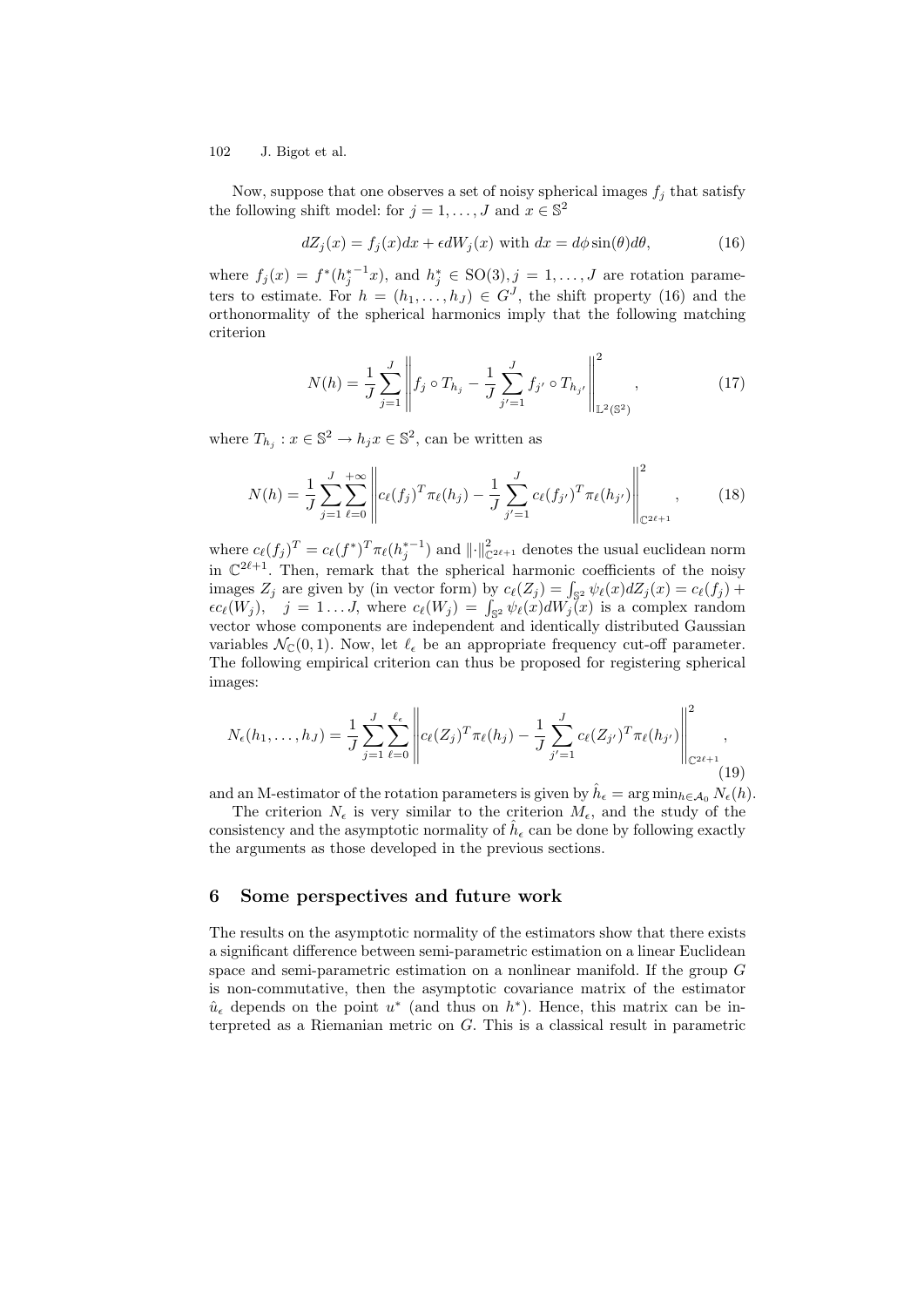Now, suppose that one observes a set of noisy spherical images $f_j$ that satisfy the following shift model: for $j = 1, \ldots, J$ and $x \in \mathbb{S}^2$

$$dZ_j(x) = f_j(x)dx + \epsilon dW_j(x) \text{ with } dx = d\phi \sin(\theta) d\theta, \tag{16}$$

where $f_j(x) = f^*(h_j^{*-1}x)$, and $h_j^* \in \mathrm{SO}(3), j = 1, \ldots, J$ are rotation parameters to estimate. For $h = (h_1, \ldots, h_J) \in G^J$, the shift property (16) and the orthonormality of the spherical harmonics imply that the following matching criterion

$$N(h) = \frac{1}{J} \sum_{j=1}^{J} \left\| f_j \circ T_{h_j} - \frac{1}{J} \sum_{j'=1}^{J} f_{j'} \circ T_{h_{j'}} \right\|^2_{\mathbb{L}^2(\mathbb{S}^2)}, \tag{17}$$

where $T_{h_j} : x \in \mathbb{S}^2 \to h_j x \in \mathbb{S}^2$, can be written as

$$N(h) = \frac{1}{J} \sum_{j=1}^{J} \sum_{\ell=0}^{+\infty} \left\| c_\ell(f_j)^T \pi_\ell(h_j) - \frac{1}{J} \sum_{j'=1}^{J} c_\ell(f_{j'})^T \pi_\ell(h_{j'}) \right\|^2_{\mathbb{C}^{2\ell+1}}, \tag{18}$$

where $c_\ell(f_j)^T = c_\ell(f^*)^T \pi_\ell(h_j^{*-1})$ and $\|\cdot\|^2_{\mathbb{C}^{2\ell+1}}$ denotes the usual euclidean norm in $\mathbb{C}^{2\ell+1}$. Then, remark that the spherical harmonic coefficients of the noisy images $Z_j$ are given by (in vector form) by $c_\ell(Z_j) = \int_{\mathbb{S}^2} \psi_\ell(x) dZ_j(x) = c_\ell(f_j) + \epsilon c_\ell(W_j), \quad j = 1 \ldots J$, where $c_\ell(W_j) = \int_{\mathbb{S}^2} \psi_\ell(x) dW_j(x)$ is a complex random vector whose components are independent and identically distributed Gaussian variables $\mathcal{N}_{\mathbb{C}}(0, 1)$. Now, let $\ell_\epsilon$ be an appropriate frequency cut-off parameter. The following empirical criterion can thus be proposed for registering spherical images:

$$N_\epsilon(h_1, \ldots, h_J) = \frac{1}{J} \sum_{j=1}^{J} \sum_{\ell=0}^{\ell_\epsilon} \left\| c_\ell(Z_j)^T \pi_\ell(h_j) - \frac{1}{J} \sum_{j'=1}^{J} c_\ell(Z_{j'})^T \pi_\ell(h_{j'}) \right\|^2_{\mathbb{C}^{2\ell+1}}, \tag{19}$$

and an M-estimator of the rotation parameters is given by $\hat{h}_\epsilon = \arg\min_{h \in \mathcal{A}_0} N_\epsilon(h)$.

The criterion $N_\epsilon$ is very similar to the criterion $M_\epsilon$, and the study of the consistency and the asymptotic normality of $\hat{h}_\epsilon$ can be done by following exactly the arguments as those developed in the previous sections.

## 6 Some perspectives and future work

The results on the asymptotic normality of the estimators show that there exists a significant difference between semi-parametric estimation on a linear Euclidean space and semi-parametric estimation on a nonlinear manifold. If the group $G$ is non-commutative, then the asymptotic covariance matrix of the estimator $\hat{u}_\epsilon$ depends on the point $u^*$ (and thus on $h^*$). Hence, this matrix can be interpreted as a Riemanian metric on $G$. This is a classical result in parametric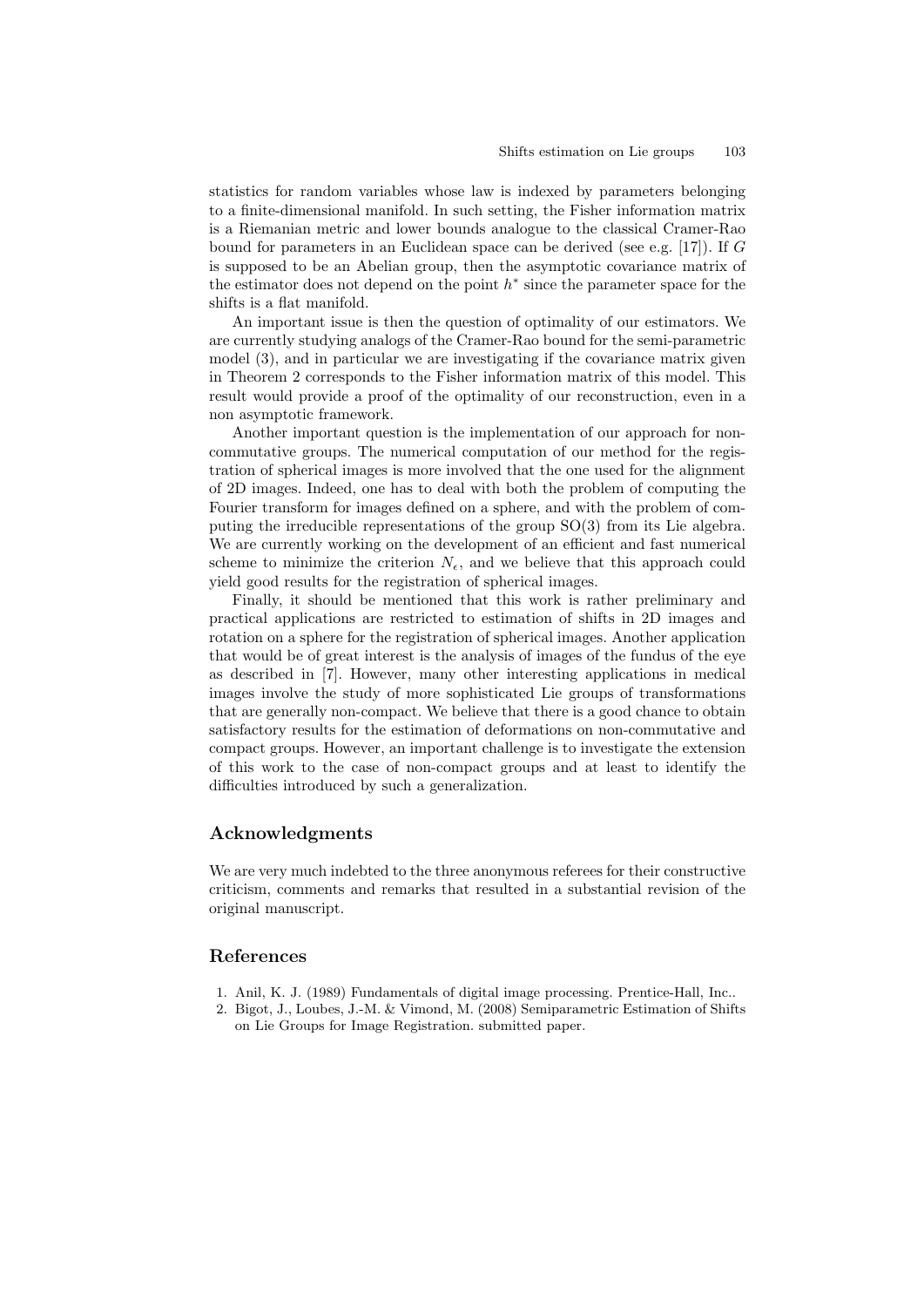statistics for random variables whose law is indexed by parameters belonging to a finite-dimensional manifold. In such setting, the Fisher information matrix is a Riemanian metric and lower bounds analogue to the classical Cramer-Rao bound for parameters in an Euclidean space can be derived (see e.g. [17]). If $G$ is supposed to be an Abelian group, then the asymptotic covariance matrix of the estimator does not depend on the point $h^*$ since the parameter space for the shifts is a flat manifold.

An important issue is then the question of optimality of our estimators. We are currently studying analogs of the Cramer-Rao bound for the semi-parametric model (3), and in particular we are investigating if the covariance matrix given in Theorem 2 corresponds to the Fisher information matrix of this model. This result would provide a proof of the optimality of our reconstruction, even in a non asymptotic framework.

Another important question is the implementation of our approach for non-commutative groups. The numerical computation of our method for the registration of spherical images is more involved that the one used for the alignment of 2D images. Indeed, one has to deal with both the problem of computing the Fourier transform for images defined on a sphere, and with the problem of computing the irreducible representations of the group SO(3) from its Lie algebra. We are currently working on the development of an efficient and fast numerical scheme to minimize the criterion $N_\epsilon$, and we believe that this approach could yield good results for the registration of spherical images.

Finally, it should be mentioned that this work is rather preliminary and practical applications are restricted to estimation of shifts in 2D images and rotation on a sphere for the registration of spherical images. Another application that would be of great interest is the analysis of images of the fundus of the eye as described in [7]. However, many other interesting applications in medical images involve the study of more sophisticated Lie groups of transformations that are generally non-compact. We believe that there is a good chance to obtain satisfactory results for the estimation of deformations on non-commutative and compact groups. However, an important challenge is to investigate the extension of this work to the case of non-compact groups and at least to identify the difficulties introduced by such a generalization.

## Acknowledgments

We are very much indebted to the three anonymous referees for their constructive criticism, comments and remarks that resulted in a substantial revision of the original manuscript.

## References

1. Anil, K. J. (1989) Fundamentals of digital image processing. Prentice-Hall, Inc..
2. Bigot, J., Loubes, J.-M. & Vimond, M. (2008) Semiparametric Estimation of Shifts on Lie Groups for Image Registration. submitted paper.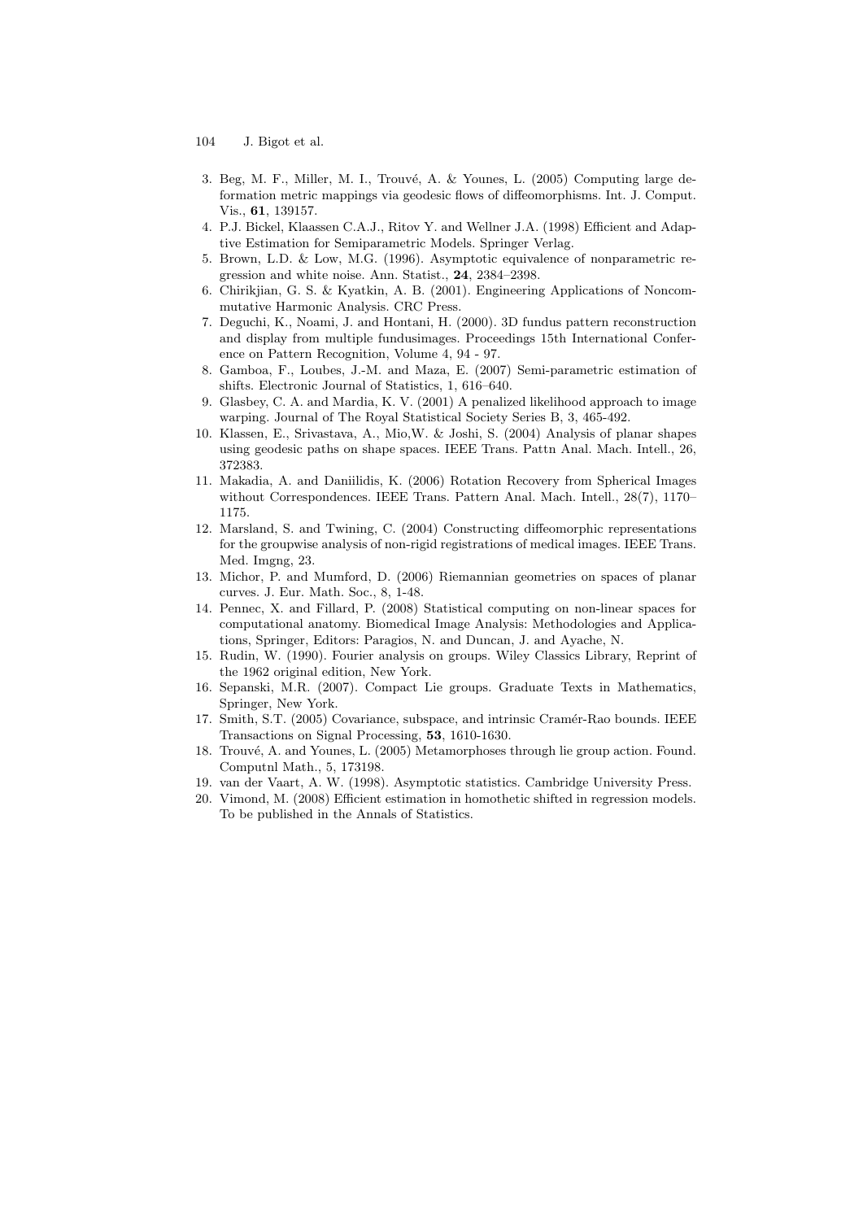3. Beg, M. F., Miller, M. I., Trouvé, A. & Younes, L. (2005) Computing large deformation metric mappings via geodesic flows of diffeomorphisms. Int. J. Comput. Vis., **61**, 139157.
4. P.J. Bickel, Klaassen C.A.J., Ritov Y. and Wellner J.A. (1998) Efficient and Adaptive Estimation for Semiparametric Models. Springer Verlag.
5. Brown, L.D. & Low, M.G. (1996). Asymptotic equivalence of nonparametric regression and white noise. Ann. Statist., **24**, 2384–2398.
6. Chirikjian, G. S. & Kyatkin, A. B. (2001). Engineering Applications of Noncommutative Harmonic Analysis. CRC Press.
7. Deguchi, K., Noami, J. and Hontani, H. (2000). 3D fundus pattern reconstruction and display from multiple fundusimages. Proceedings 15th International Conference on Pattern Recognition, Volume 4, 94 - 97.
8. Gamboa, F., Loubes, J.-M. and Maza, E. (2007) Semi-parametric estimation of shifts. Electronic Journal of Statistics, 1, 616–640.
9. Glasbey, C. A. and Mardia, K. V. (2001) A penalized likelihood approach to image warping. Journal of The Royal Statistical Society Series B, 3, 465-492.
10. Klassen, E., Srivastava, A., Mio,W. & Joshi, S. (2004) Analysis of planar shapes using geodesic paths on shape spaces. IEEE Trans. Pattn Anal. Mach. Intell., 26, 372383.
11. Makadia, A. and Daniilidis, K. (2006) Rotation Recovery from Spherical Images without Correspondences. IEEE Trans. Pattern Anal. Mach. Intell., 28(7), 1170–1175.
12. Marsland, S. and Twining, C. (2004) Constructing diffeomorphic representations for the groupwise analysis of non-rigid registrations of medical images. IEEE Trans. Med. Imgng, 23.
13. Michor, P. and Mumford, D. (2006) Riemannian geometries on spaces of planar curves. J. Eur. Math. Soc., 8, 1-48.
14. Pennec, X. and Fillard, P. (2008) Statistical computing on non-linear spaces for computational anatomy. Biomedical Image Analysis: Methodologies and Applications, Springer, Editors: Paragios, N. and Duncan, J. and Ayache, N.
15. Rudin, W. (1990). Fourier analysis on groups. Wiley Classics Library, Reprint of the 1962 original edition, New York.
16. Sepanski, M.R. (2007). Compact Lie groups. Graduate Texts in Mathematics, Springer, New York.
17. Smith, S.T. (2005) Covariance, subspace, and intrinsic Cramér-Rao bounds. IEEE Transactions on Signal Processing, **53**, 1610-1630.
18. Trouvé, A. and Younes, L. (2005) Metamorphoses through lie group action. Found. Computnl Math., 5, 173198.
19. van der Vaart, A. W. (1998). Asymptotic statistics. Cambridge University Press.
20. Vimond, M. (2008) Efficient estimation in homothetic shifted in regression models. To be published in the Annals of Statistics.